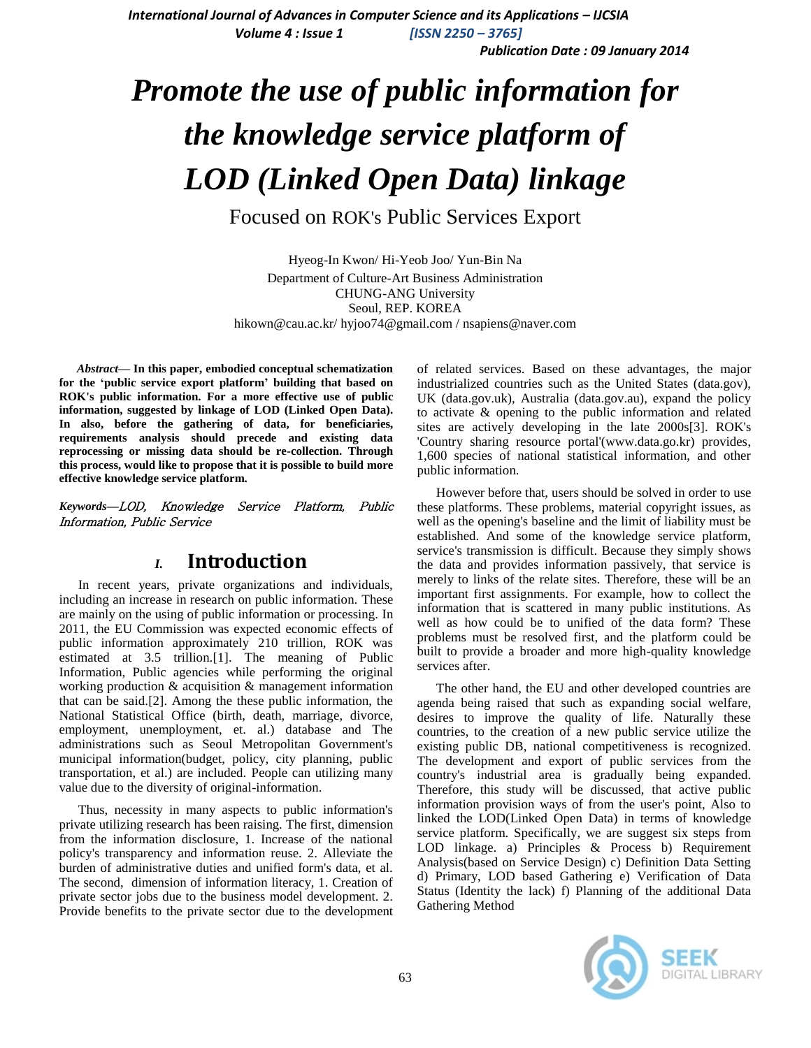# Promote the use of public information for the knowledge service platform of LOD (Linked Open Data) linkage

## Focused on ROK's Public Services Export

Hyeog-In Kwon/ Hi-Yeob Joo/ Yun-Bin Na
Department of Culture-Art Business Administration
CHUNG-ANG University
Seoul, REP. KOREA
hikown@cau.ac.kr/ hyjoo74@gmail.com / nsapiens@naver.com

***Abstract*— In this paper, embodied conceptual schematization for the 'public service export platform' building that based on ROK's public information. For a more effective use of public information, suggested by linkage of LOD (Linked Open Data). In also, before the gathering of data, for beneficiaries, requirements analysis should precede and existing data reprocessing or missing data should be re-collection. Through this process, would like to propose that it is possible to build more effective knowledge service platform.**

***Keywords*—*LOD, Knowledge Service Platform, Public Information, Public Service***

## I. Introduction

In recent years, private organizations and individuals, including an increase in research on public information. These are mainly on the using of public information or processing. In 2011, the EU Commission was expected economic effects of public information approximately 210 trillion, ROK was estimated at 3.5 trillion.[1]. The meaning of Public Information, Public agencies while performing the original working production & acquisition & management information that can be said.[2]. Among the these public information, the National Statistical Office (birth, death, marriage, divorce, employment, unemployment, et. al.) database and The administrations such as Seoul Metropolitan Government's municipal information(budget, policy, city planning, public transportation, et al.) are included. People can utilizing many value due to the diversity of original-information.

Thus, necessity in many aspects to public information's private utilizing research has been raising. The first, dimension from the information disclosure, 1. Increase of the national policy's transparency and information reuse. 2. Alleviate the burden of administrative duties and unified form's data, et al. The second, dimension of information literacy, 1. Creation of private sector jobs due to the business model development. 2. Provide benefits to the private sector due to the development of related services. Based on these advantages, the major industrialized countries such as the United States (data.gov), UK (data.gov.uk), Australia (data.gov.au), expand the policy to activate & opening to the public information and related sites are actively developing in the late 2000s[3]. ROK's 'Country sharing resource portal'(www.data.go.kr) provides, 1,600 species of national statistical information, and other public information.

However before that, users should be solved in order to use these platforms. These problems, material copyright issues, as well as the opening's baseline and the limit of liability must be established. And some of the knowledge service platform, service's transmission is difficult. Because they simply shows the data and provides information passively, that service is merely to links of the relate sites. Therefore, these will be an important first assignments. For example, how to collect the information that is scattered in many public institutions. As well as how could be to unified of the data form? These problems must be resolved first, and the platform could be built to provide a broader and more high-quality knowledge services after.

The other hand, the EU and other developed countries are agenda being raised that such as expanding social welfare, desires to improve the quality of life. Naturally these countries, to the creation of a new public service utilize the existing public DB, national competitiveness is recognized. The development and export of public services from the country's industrial area is gradually being expanded. Therefore, this study will be discussed, that active public information provision ways of from the user's point, Also to linked the LOD(Linked Open Data) in terms of knowledge service platform. Specifically, we are suggest six steps from LOD linkage. a) Principles & Process b) Requirement Analysis(based on Service Design) c) Definition Data Setting d) Primary, LOD based Gathering e) Verification of Data Status (Identity the lack) f) Planning of the additional Data Gathering Method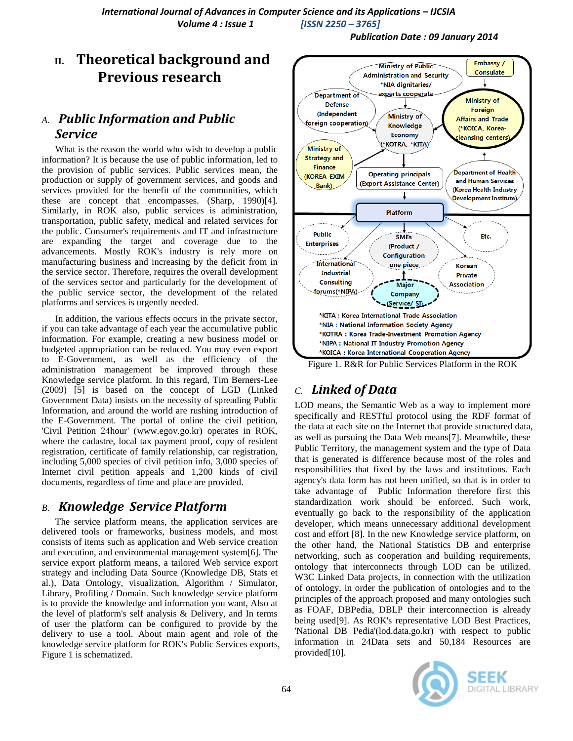## II. Theoretical background and Previous research

### A. *Public Information and Public Service*

What is the reason the world who wish to develop a public information? It is because the use of public information, led to the provision of public services. Public services mean, the production or supply of government services, and goods and services provided for the benefit of the communities, which these are concept that encompasses. (Sharp, 1990)[4]. Similarly, in ROK also, public services is administration, transportation, public safety, medical and related services for the public. Consumer's requirements and IT and infrastructure are expanding the target and coverage due to the advancements. Mostly ROK's industry is rely more on manufacturing business and increasing by the deficit from in the service sector. Therefore, requires the overall development of the services sector and particularly for the development of the public service sector, the development of the related platforms and services is urgently needed.

In addition, the various effects occurs in the private sector, if you can take advantage of each year the accumulative public information. For example, creating a new business model or budgeted appropriation can be reduced. You may even export to E-Government, as well as the efficiency of the administration management be improved through these Knowledge service platform. In this regard, Tim Berners-Lee (2009) [5] is based on the concept of LGD (Linked Government Data) insists on the necessity of spreading Public Information, and around the world are rushing introduction of the E-Government. The portal of online the civil petition, 'Civil Petition 24hour' (www.egov.go.kr) operates in ROK, where the cadastre, local tax payment proof, copy of resident registration, certificate of family relationship, car registration, including 5,000 species of civil petition info, 3,000 species of Internet civil petition appeals and 1,200 kinds of civil documents, regardless of time and place are provided.

### B. *Knowledge Service Platform*

The service platform means, the application services are delivered tools or frameworks, business models, and most consists of items such as application and Web service creation and execution, and environmental management system[6]. The service export platform means, a tailored Web service export strategy and including Data Source (Knowledge DB, Stats et al.), Data Ontology, visualization, Algorithm / Simulator, Library, Profiling / Domain. Such knowledge service platform is to provide the knowledge and information you want, Also at the level of platform's self analysis & Delivery, and In terms of user the platform can be configured to provide by the delivery to use a tool. About main agent and role of the knowledge service platform for ROK's Public Services exports, Figure 1 is schematized.

Ministry of Public Administration and Security *NIA dignitaries/ experts cooperate

Embassy / Consulate

Department of Defense (Independent foreign cooperation)

Ministry of Knowledge Economy (*KOTRA, *KITA)

Ministry of Foreign Affairs and Trade (*KOICA, Korea-cleansing centers)

Ministry of Strategy and Finance (KOREA EXIM Bank)

Operating principals (Export Assistance Center)

Department of Health and Human Services (Korea Health Industry Development Institute)

Platform

Public Enterprises

SMEs (Product / Configuration one piece

Etc.

International Industrial Consulting forums(*NIPA)

Korean Private Association

Major Company (Service/ SI)

*KITA : Korea International Trade Association
*NIA : National Information Society Agency
*KOTRA : Korea Trade-Investment Promotion Agency
*NIPA : National IT Industry Promotion Agency
*KOICA : Korea International Cooperation Agency

Figure 1. R&R for Public Services Platform in the ROK

### C. *Linked of Data*

LOD means, the Semantic Web as a way to implement more specifically and RESTful protocol using the RDF format of the data at each site on the Internet that provide structured data, as well as pursuing the Data Web means[7]. Meanwhile, these Public Territory, the management system and the type of Data that is generated is difference because most of the roles and responsibilities that fixed by the laws and institutions. Each agency's data form has not been unified, so that is in order to take advantage of Public Information therefore first this standardization work should be enforced. Such work, eventually go back to the responsibility of the application developer, which means unnecessary additional development cost and effort [8]. In the new Knowledge service platform, on the other hand, the National Statistics DB and enterprise networking, such as cooperation and building requirements, ontology that interconnects through LOD can be utilized. W3C Linked Data projects, in connection with the utilization of ontology, in order the publication of ontologies and to the principles of the approach proposed and many ontologies such as FOAF, DBPedia, DBLP their interconnection is already being used[9]. As ROK's representative LOD Best Practices, 'National DB Pedia'(lod.data.go.kr) with respect to public information in 24Data sets and 50,184 Resources are provided[10].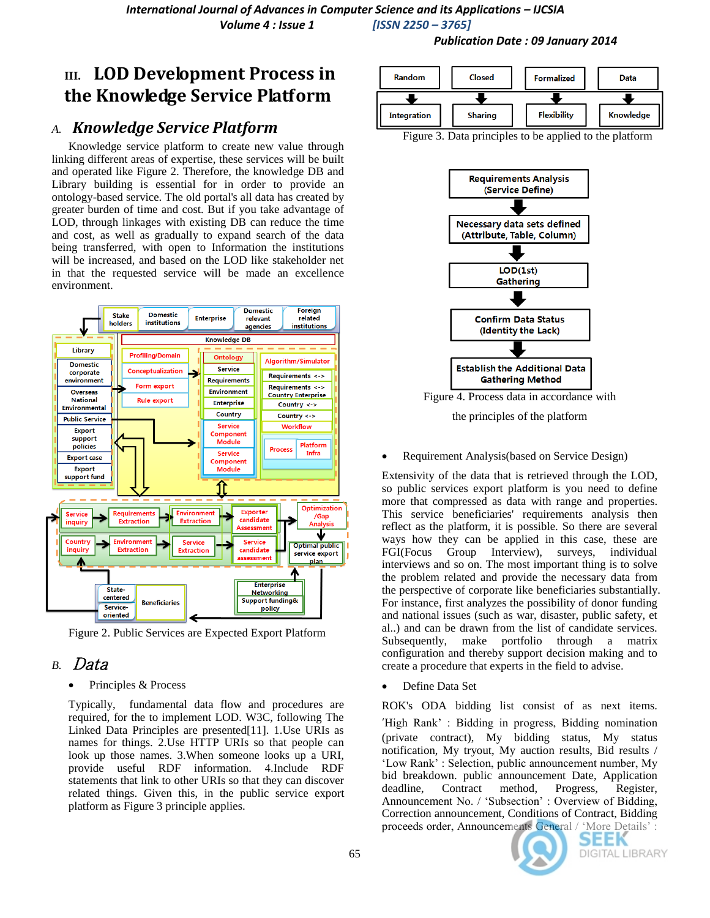# III. LOD Development Process in the Knowledge Service Platform

## A. *Knowledge Service Platform*

Knowledge service platform to create new value through linking different areas of expertise, these services will be built and operated like Figure 2. Therefore, the knowledge DB and Library building is essential for in order to provide an ontology-based service. The old portal's all data has created by greater burden of time and cost. But if you take advantage of LOD, through linkages with existing DB can reduce the time and cost, as well as gradually to expand search of the data being transferred, with open to Information the institutions will be increased, and based on the LOD like stakeholder net in that the requested service will be made an excellence environment.

Figure 2. Public Services are Expected Export Platform

## B. *Data*

- Principles & Process

Typically, fundamental data flow and procedures are required, for the to implement LOD. W3C, following The Linked Data Principles are presented[11]. 1.Use URIs as names for things. 2.Use HTTP URIs so that people can look up those names. 3.When someone looks up a URI, provide useful RDF information. 4.Include RDF statements that link to other URIs so that they can discover related things. Given this, in the public service export platform as Figure 3 principle applies.

Figure 3. Data principles to be applied to the platform

Figure 4. Process data in accordance with the principles of the platform

- Requirement Analysis(based on Service Design)

Extensivity of the data that is retrieved through the LOD, so public services export platform is you need to define more that compressed as data with range and properties. This service beneficiaries' requirements analysis then reflect as the platform, it is possible. So there are several ways how they can be applied in this case, these are FGI(Focus Group Interview), surveys, individual interviews and so on. The most important thing is to solve the problem related and provide the necessary data from the perspective of corporate like beneficiaries substantially. For instance, first analyzes the possibility of donor funding and national issues (such as war, disaster, public safety, et al..) and can be drawn from the list of candidate services. Subsequently, make portfolio through a matrix configuration and thereby support decision making and to create a procedure that experts in the field to advise.

- Define Data Set

ROK's ODA bidding list consist of as next items. 'High Rank' : Bidding in progress, Bidding nomination (private contract), My bidding status, My status notification, My tryout, My auction results, Bid results / 'Low Rank' : Selection, public announcement number, My bid breakdown. public announcement Date, Application deadline, Contract method, Progress, Register, Announcement No. / 'Subsection' : Overview of Bidding, Correction announcement, Conditions of Contract, Bidding proceeds order, Announcements General / 'More Details' :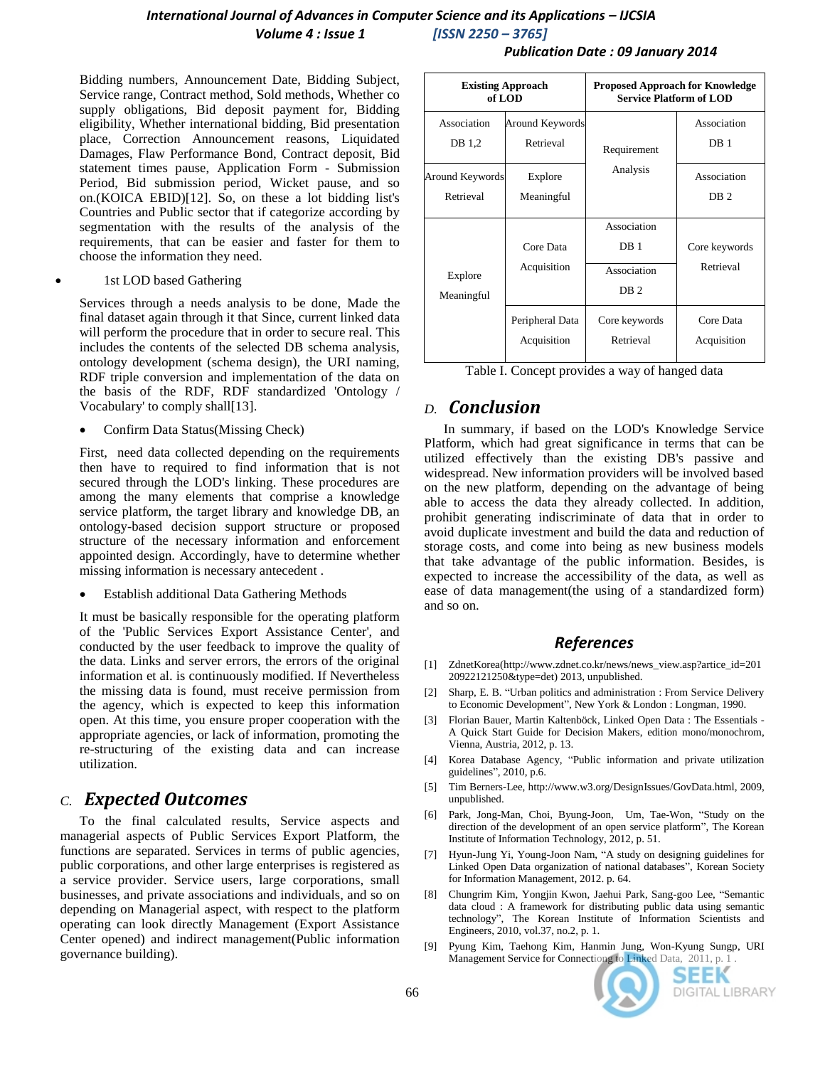Bidding numbers, Announcement Date, Bidding Subject, Service range, Contract method, Sold methods, Whether co supply obligations, Bid deposit payment for, Bidding eligibility, Whether international bidding, Bid presentation place, Correction Announcement reasons, Liquidated Damages, Flaw Performance Bond, Contract deposit, Bid statement times pause, Application Form - Submission Period, Bid submission period, Wicket pause, and so on.(KOICA EBID)[12]. So, on these a lot bidding list's Countries and Public sector that if categorize according by segmentation with the results of the analysis of the requirements, that can be easier and faster for them to choose the information they need.

- 1st LOD based Gathering

Services through a needs analysis to be done, Made the final dataset again through it that Since, current linked data will perform the procedure that in order to secure real. This includes the contents of the selected DB schema analysis, ontology development (schema design), the URI naming, RDF triple conversion and implementation of the data on the basis of the RDF, RDF standardized 'Ontology / Vocabulary' to comply shall[13].

- Confirm Data Status(Missing Check)

First, need data collected depending on the requirements then have to required to find information that is not secured through the LOD's linking. These procedures are among the many elements that comprise a knowledge service platform, the target library and knowledge DB, an ontology-based decision support structure or proposed structure of the necessary information and enforcement appointed design. Accordingly, have to determine whether missing information is necessary antecedent .

- Establish additional Data Gathering Methods

It must be basically responsible for the operating platform of the 'Public Services Export Assistance Center', and conducted by the user feedback to improve the quality of the data. Links and server errors, the errors of the original information et al. is continuously modified. If Nevertheless the missing data is found, must receive permission from the agency, which is expected to keep this information open. At this time, you ensure proper cooperation with the appropriate agencies, or lack of information, promoting the re-structuring of the existing data and can increase utilization.

## C. Expected Outcomes

To the final calculated results, Service aspects and managerial aspects of Public Services Export Platform, the functions are separated. Services in terms of public agencies, public corporations, and other large enterprises is registered as a service provider. Service users, large corporations, small businesses, and private associations and individuals, and so on depending on Managerial aspect, with respect to the platform operating can look directly Management (Export Assistance Center opened) and indirect management(Public information governance building).

| Existing Approach of LOD | | Proposed Approach for Knowledge Service Platform of LOD | |
|---|---|---|---|
| Association DB 1,2 | Around Keywords Retrieval | Requirement Analysis | Association DB 1 |
| Around Keywords Retrieval | Explore Meaningful | | Association DB 2 |
| Explore Meaningful | Core Data Acquisition | Association DB 1 | Core keywords Retrieval |
| | | Association DB 2 | |
| | Peripheral Data Acquisition | Core keywords Retrieval | Core Data Acquisition |

Table I. Concept provides a way of hanged data

## D. Conclusion

In summary, if based on the LOD's Knowledge Service Platform, which had great significance in terms that can be utilized effectively than the existing DB's passive and widespread. New information providers will be involved based on the new platform, depending on the advantage of being able to access the data they already collected. In addition, prohibit generating indiscriminate of data that in order to avoid duplicate investment and build the data and reduction of storage costs, and come into being as new business models that take advantage of the public information. Besides, is expected to increase the accessibility of the data, as well as ease of data management(the using of a standardized form) and so on.

## References

[1] ZdnetKorea(http://www.zdnet.co.kr/news/news_view.asp?artice_id=20120922121250&type=det) 2013, unpublished.

[2] Sharp, E. B. "Urban politics and administration : From Service Delivery to Economic Development", New York & London : Longman, 1990.

[3] Florian Bauer, Martin Kaltenböck, Linked Open Data : The Essentials - A Quick Start Guide for Decision Makers, edition mono/monochrom, Vienna, Austria, 2012, p. 13.

[4] Korea Database Agency, "Public information and private utilization guidelines", 2010, p.6.

[5] Tim Berners-Lee, http://www.w3.org/DesignIssues/GovData.html, 2009, unpublished.

[6] Park, Jong-Man, Choi, Byung-Joon, Um, Tae-Won, "Study on the direction of the development of an open service platform", The Korean Institute of Information Technology, 2012, p. 51.

[7] Hyun-Jung Yi, Young-Joon Nam, "A study on designing guidelines for Linked Open Data organization of national databases", Korean Society for Information Management, 2012. p. 64.

[8] Chungrim Kim, Yongjin Kwon, Jaehui Park, Sang-goo Lee, "Semantic data cloud : A framework for distributing public data using semantic technology", The Korean Institute of Information Scientists and Engineers, 2010, vol.37, no.2, p. 1.

[9] Pyung Kim, Taehong Kim, Hanmin Jung, Won-Kyung Sungp, URI Management Service for Connectiong to Linked Data, 2011, p. 1 .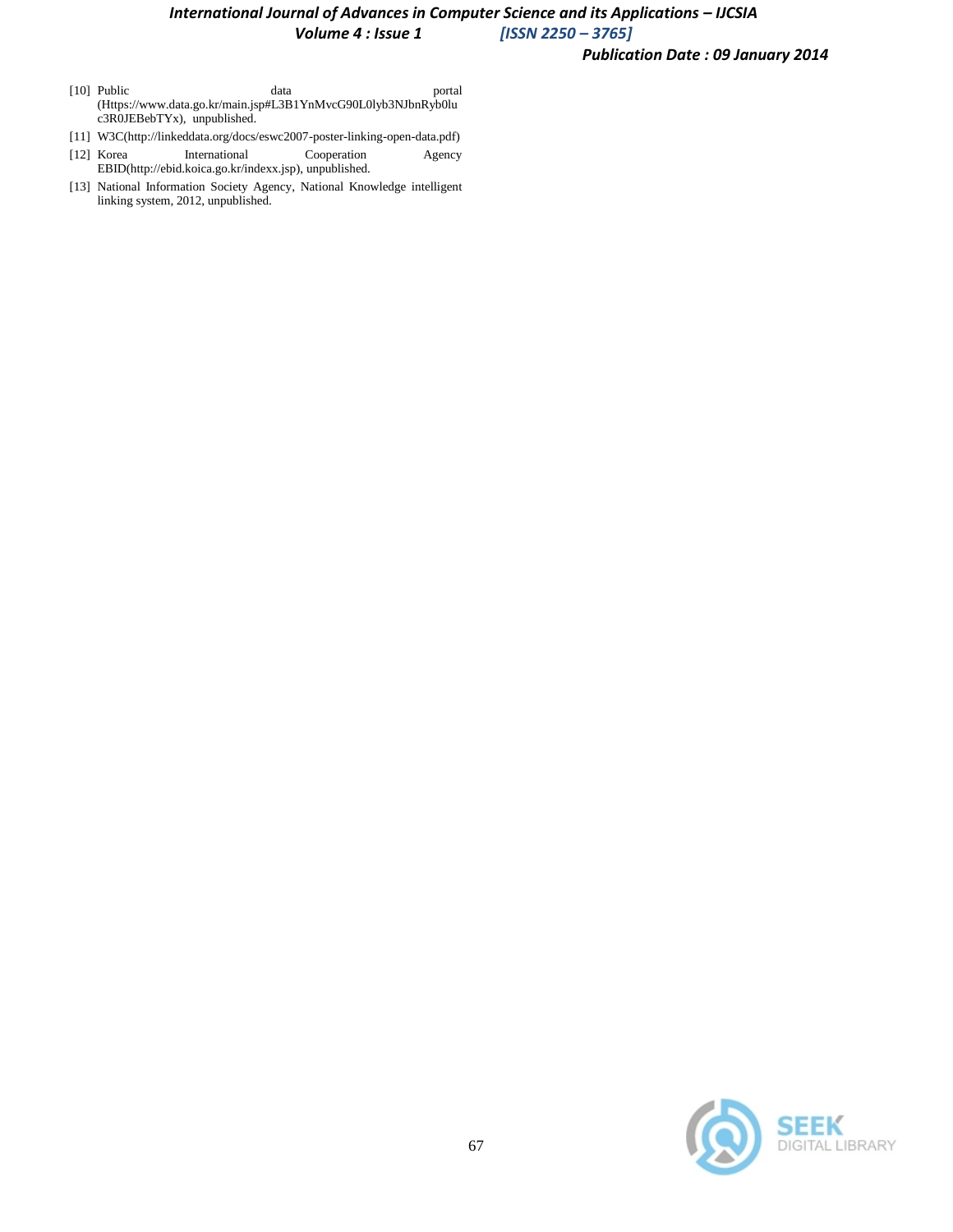[10] Public data portal (Https://www.data.go.kr/main.jsp#L3B1YnMvcG90L0lyb3NJbnRyb0lu c3R0JEBebTYx), unpublished.

[11] W3C(http://linkeddata.org/docs/eswc2007-poster-linking-open-data.pdf)

[12] Korea International Cooperation Agency EBID(http://ebid.koica.go.kr/indexx.jsp), unpublished.

[13] National Information Society Agency, National Knowledge intelligent linking system, 2012, unpublished.